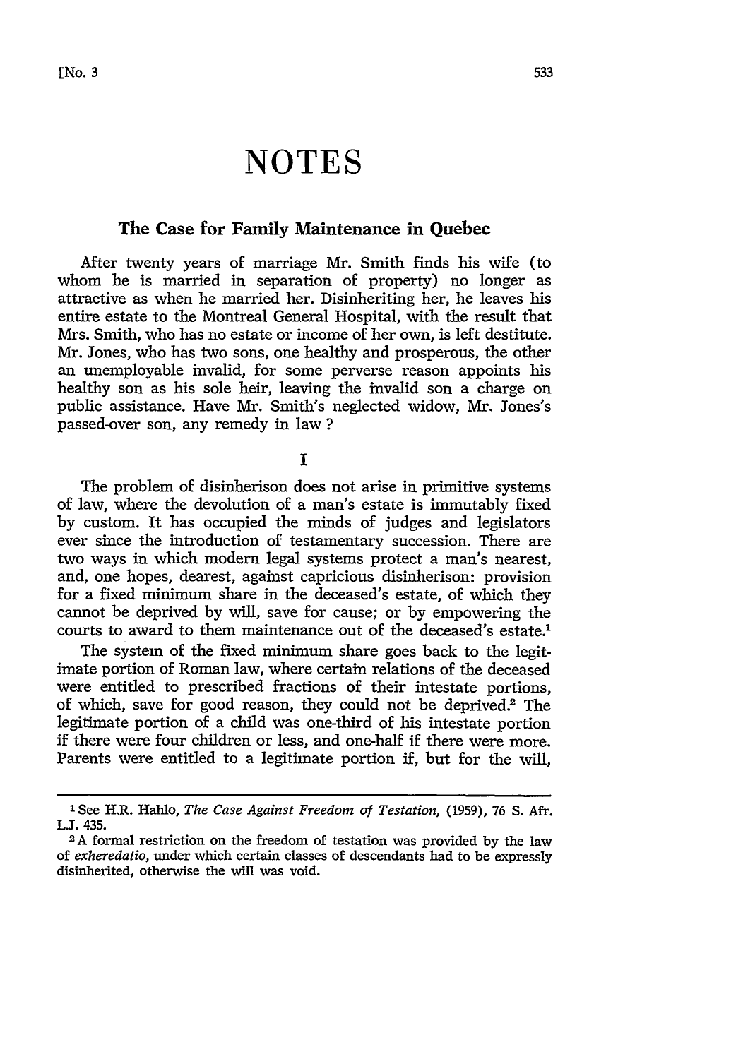# NOTES

## The Case for Family Maintenance in Quebec

After twenty years of marriage Mr. Smith finds his wife (to whom he is married in separation of property) no longer as attractive as when he married her. Disinheriting her, he leaves his entire estate to the Montreal General Hospital, with the result that Mrs. Smith, who has no estate or income of her own, is left destitute. Mr. Jones, who has two sons, one healthy and prosperous, the other an unemployable invalid, for some perverse reason appoints his healthy son as his sole heir, leaving the invalid son a charge on public assistance. Have Mr. Smith's neglected widow, Mr. Jones's passed-over son, any remedy in law ?

### I

The problem of disinherison does not arise in primitive systems of law, where the devolution of a man's estate is immutably fixed by custom. It has occupied the minds of judges and legislators ever since the introduction of testamentary succession. There are two ways in which modern legal systems protect a man's nearest, and, one hopes, dearest, against capricious disinherison: provision for a fixed minimum share in the deceased's estate, of which they cannot be deprived by will, save for cause; or by empowering the courts to award to them maintenance out of the deceased's estate.[1]

The system of the fixed minimum share goes back to the legitimate portion of Roman law, where certain relations of the deceased were entitled to prescribed fractions of their intestate portions, of which, save for good reason, they could not be deprived.[2] The legitimate portion of a child was one-third of his intestate portion if there were four children or less, and one-half if there were more. Parents were entitled to a legitimate portion if, but for the will,

---

[1] See H.R. Hahlo, *The Case Against Freedom of Testation*, (1959), 76 S. Afr. L.J. 435.

[2] A formal restriction on the freedom of testation was provided by the law of *exheredatio*, under which certain classes of descendants had to be expressly disinherited, otherwise the will was void.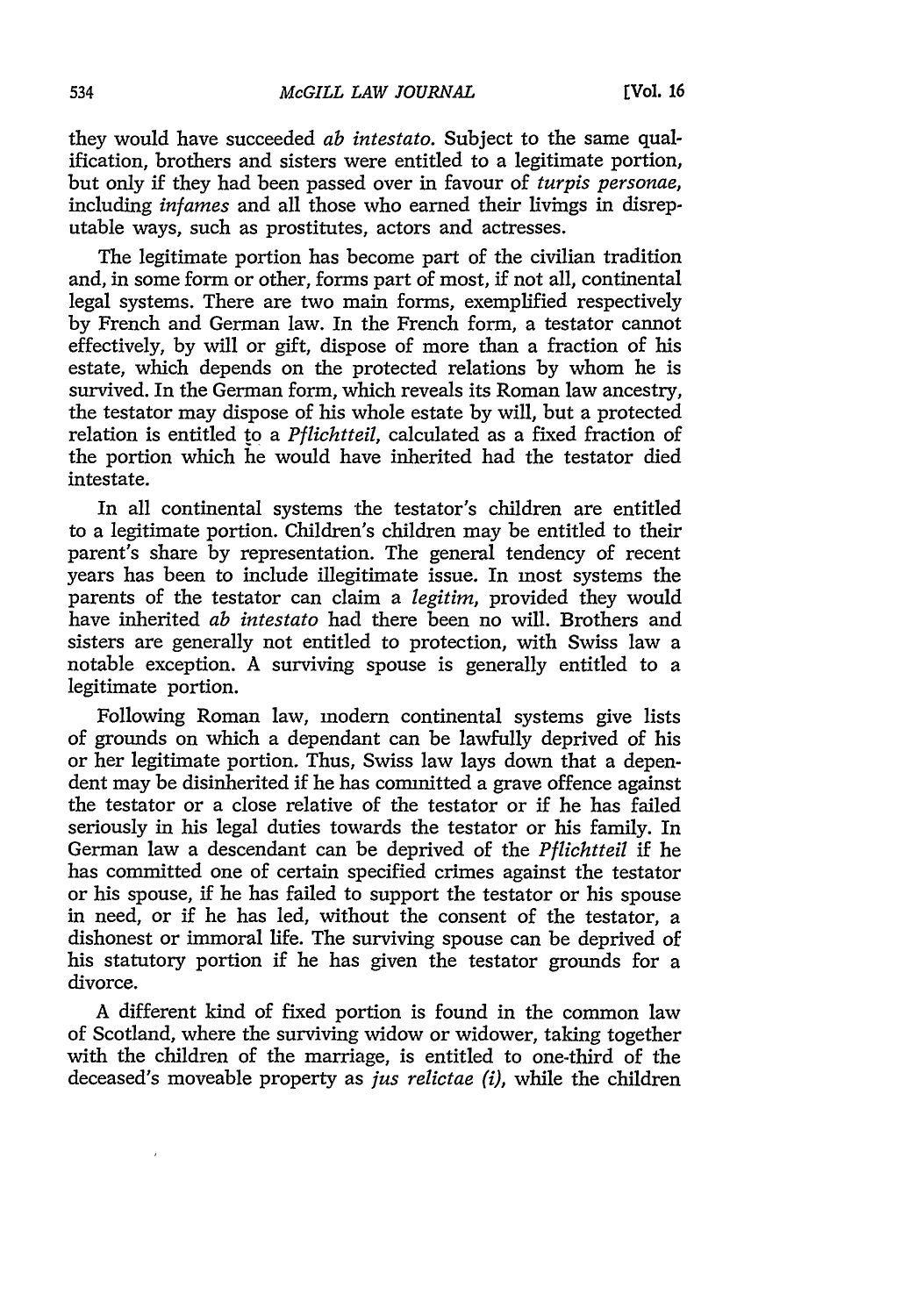they would have succeeded *ab intestato*. Subject to the same qualification, brothers and sisters were entitled to a legitimate portion, but only if they had been passed over in favour of *turpis personae*, including *infames* and all those who earned their livings in disreputable ways, such as prostitutes, actors and actresses.

The legitimate portion has become part of the civilian tradition and, in some form or other, forms part of most, if not all, continental legal systems. There are two main forms, exemplified respectively by French and German law. In the French form, a testator cannot effectively, by will or gift, dispose of more than a fraction of his estate, which depends on the protected relations by whom he is survived. In the German form, which reveals its Roman law ancestry, the testator may dispose of his whole estate by will, but a protected relation is entitled to a *Pflichtteil*, calculated as a fixed fraction of the portion which he would have inherited had the testator died intestate.

In all continental systems the testator's children are entitled to a legitimate portion. Children's children may be entitled to their parent's share by representation. The general tendency of recent years has been to include illegitimate issue. In most systems the parents of the testator can claim a *legitim*, provided they would have inherited *ab intestato* had there been no will. Brothers and sisters are generally not entitled to protection, with Swiss law a notable exception. A surviving spouse is generally entitled to a legitimate portion.

Following Roman law, modern continental systems give lists of grounds on which a dependant can be lawfully deprived of his or her legitimate portion. Thus, Swiss law lays down that a dependent may be disinherited if he has committed a grave offence against the testator or a close relative of the testator or if he has failed seriously in his legal duties towards the testator or his family. In German law a descendant can be deprived of the *Pflichtteil* if he has committed one of certain specified crimes against the testator or his spouse, if he has failed to support the testator or his spouse in need, or if he has led, without the consent of the testator, a dishonest or immoral life. The surviving spouse can be deprived of his statutory portion if he has given the testator grounds for a divorce.

A different kind of fixed portion is found in the common law of Scotland, where the surviving widow or widower, taking together with the children of the marriage, is entitled to one-third of the deceased's moveable property as *jus relictae (i)*, while the children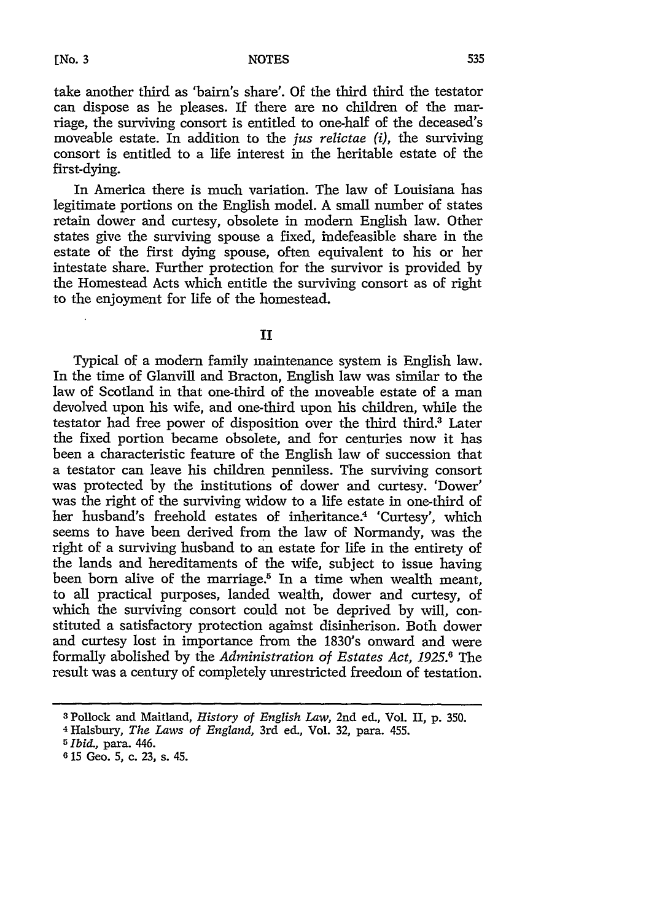take another third as 'bairn's share'. Of the third third the testator can dispose as he pleases. If there are no children of the marriage, the surviving consort is entitled to one-half of the deceased's moveable estate. In addition to the *jus relictae (i)*, the surviving consort is entitled to a life interest in the heritable estate of the first-dying.

In America there is much variation. The law of Louisiana has legitimate portions on the English model. A small number of states retain dower and curtesy, obsolete in modern English law. Other states give the surviving spouse a fixed, indefeasible share in the estate of the first dying spouse, often equivalent to his or her intestate share. Further protection for the survivor is provided by the Homestead Acts which entitle the surviving consort as of right to the enjoyment for life of the homestead.

## II

Typical of a modern family maintenance system is English law. In the time of Glanvill and Bracton, English law was similar to the law of Scotland in that one-third of the moveable estate of a man devolved upon his wife, and one-third upon his children, while the testator had free power of disposition over the third third.[3] Later the fixed portion became obsolete, and for centuries now it has been a characteristic feature of the English law of succession that a testator can leave his children penniless. The surviving consort was protected by the institutions of dower and curtesy. 'Dower' was the right of the surviving widow to a life estate in one-third of her husband's freehold estates of inheritance.[4] 'Curtesy', which seems to have been derived from the law of Normandy, was the right of a surviving husband to an estate for life in the entirety of the lands and hereditaments of the wife, subject to issue having been born alive of the marriage.[5] In a time when wealth meant, to all practical purposes, landed wealth, dower and curtesy, of which the surviving consort could not be deprived by will, constituted a satisfactory protection against disinherison. Both dower and curtesy lost in importance from the 1830's onward and were formally abolished by the *Administration of Estates Act, 1925*.[6] The result was a century of completely unrestricted freedom of testation.

---

[3] Pollock and Maitland, *History of English Law*, 2nd ed., Vol. II, p. 350.

[4] Halsbury, *The Laws of England*, 3rd ed., Vol. 32, para. 455.

[5] *Ibid.*, para. 446.

[6] 15 Geo. 5, c. 23, s. 45.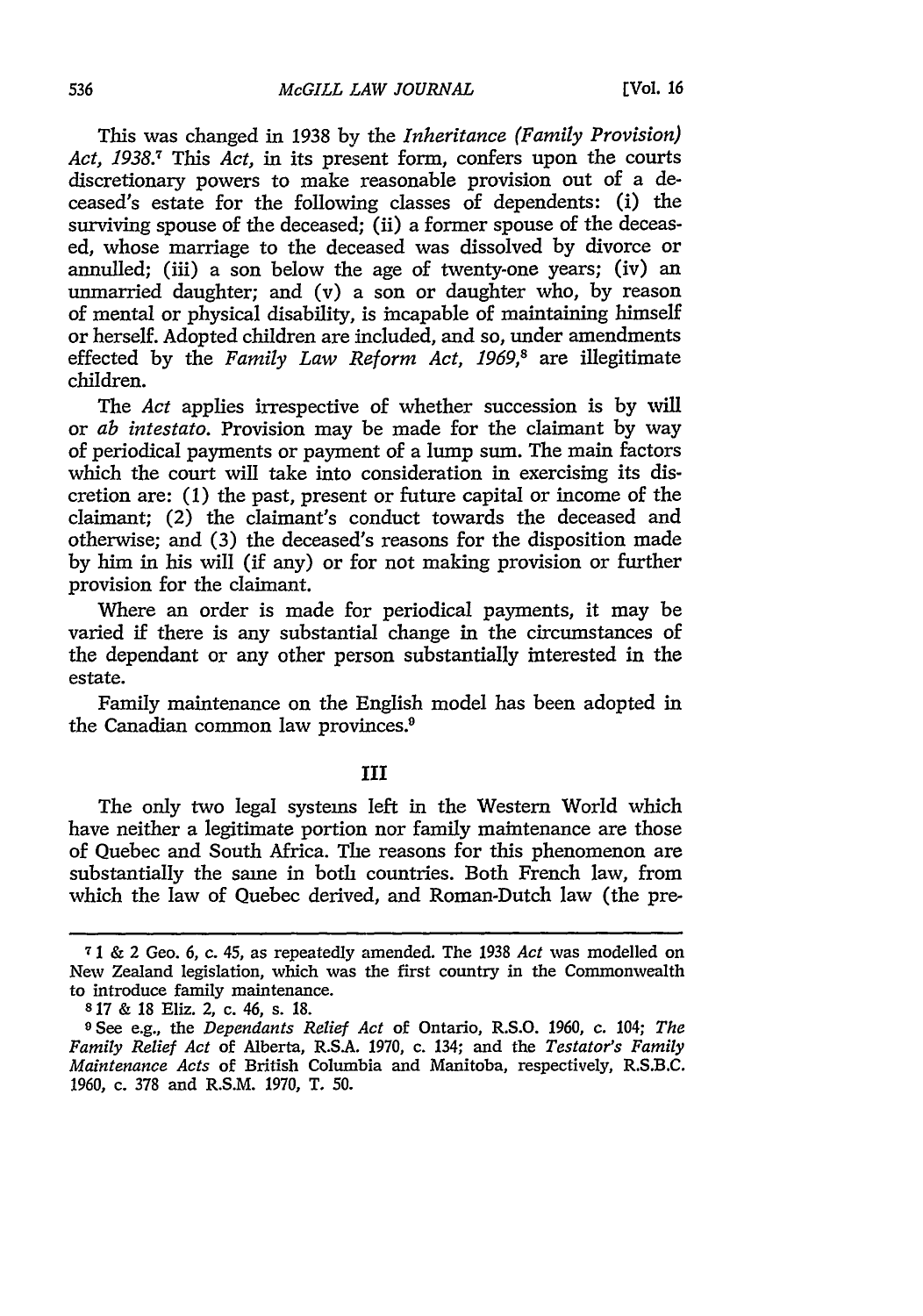This was changed in 1938 by the *Inheritance (Family Provision) Act, 1938*.[7] This *Act*, in its present form, confers upon the courts discretionary powers to make reasonable provision out of a deceased's estate for the following classes of dependents: (i) the surviving spouse of the deceased; (ii) a former spouse of the deceased, whose marriage to the deceased was dissolved by divorce or annulled; (iii) a son below the age of twenty-one years; (iv) an unmarried daughter; and (v) a son or daughter who, by reason of mental or physical disability, is incapable of maintaining himself or herself. Adopted children are included, and so, under amendments effected by the *Family Law Reform Act, 1969*,[8] are illegitimate children.

The *Act* applies irrespective of whether succession is by will or *ab intestato*. Provision may be made for the claimant by way of periodical payments or payment of a lump sum. The main factors which the court will take into consideration in exercising its discretion are: (1) the past, present or future capital or income of the claimant; (2) the claimant's conduct towards the deceased and otherwise; and (3) the deceased's reasons for the disposition made by him in his will (if any) or for not making provision or further provision for the claimant.

Where an order is made for periodical payments, it may be varied if there is any substantial change in the circumstances of the dependant or any other person substantially interested in the estate.

Family maintenance on the English model has been adopted in the Canadian common law provinces.[9]

## III

The only two legal systems left in the Western World which have neither a legitimate portion nor family maintenance are those of Quebec and South Africa. The reasons for this phenomenon are substantially the same in both countries. Both French law, from which the law of Quebec derived, and Roman-Dutch law (the pre-

---

[7] 1 & 2 Geo. 6, c. 45, as repeatedly amended. The 1938 *Act* was modelled on New Zealand legislation, which was the first country in the Commonwealth to introduce family maintenance.

[8] 17 & 18 Eliz. 2, c. 46, s. 18.

[9] See e.g., the *Dependants Relief Act* of Ontario, R.S.O. 1960, c. 104; *The Family Relief Act* of Alberta, R.S.A. 1970, c. 134; and the *Testator's Family Maintenance Acts* of British Columbia and Manitoba, respectively, R.S.B.C. 1960, c. 378 and R.S.M. 1970, T. 50.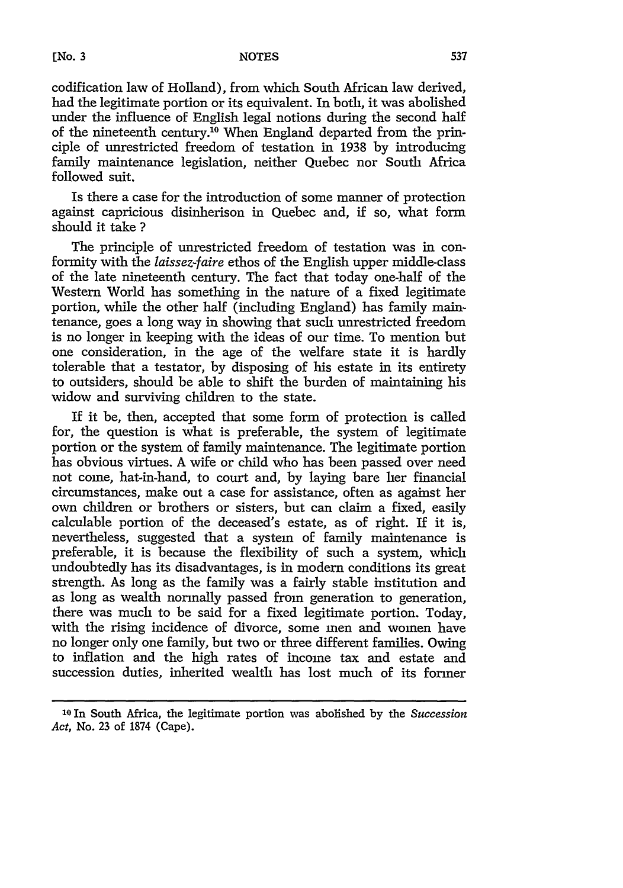codification law of Holland), from which South African law derived, had the legitimate portion or its equivalent. In both, it was abolished under the influence of English legal notions during the second half of the nineteenth century.[10] When England departed from the principle of unrestricted freedom of testation in 1938 by introducing family maintenance legislation, neither Quebec nor South Africa followed suit.

Is there a case for the introduction of some manner of protection against capricious disinherison in Quebec and, if so, what form should it take ?

The principle of unrestricted freedom of testation was in conformity with the *laissez-faire* ethos of the English upper middle-class of the late nineteenth century. The fact that today one-half of the Western World has something in the nature of a fixed legitimate portion, while the other half (including England) has family maintenance, goes a long way in showing that such unrestricted freedom is no longer in keeping with the ideas of our time. To mention but one consideration, in the age of the welfare state it is hardly tolerable that a testator, by disposing of his estate in its entirety to outsiders, should be able to shift the burden of maintaining his widow and surviving children to the state.

If it be, then, accepted that some form of protection is called for, the question is what is preferable, the system of legitimate portion or the system of family maintenance. The legitimate portion has obvious virtues. A wife or child who has been passed over need not come, hat-in-hand, to court and, by laying bare her financial circumstances, make out a case for assistance, often as against her own children or brothers or sisters, but can claim a fixed, easily calculable portion of the deceased's estate, as of right. If it is, nevertheless, suggested that a system of family maintenance is preferable, it is because the flexibility of such a system, which undoubtedly has its disadvantages, is in modern conditions its great strength. As long as the family was a fairly stable institution and as long as wealth normally passed from generation to generation, there was much to be said for a fixed legitimate portion. Today, with the rising incidence of divorce, some men and women have no longer only one family, but two or three different families. Owing to inflation and the high rates of income tax and estate and succession duties, inherited wealth has lost much of its former

---

[10] In South Africa, the legitimate portion was abolished by the *Succession Act*, No. 23 of 1874 (Cape).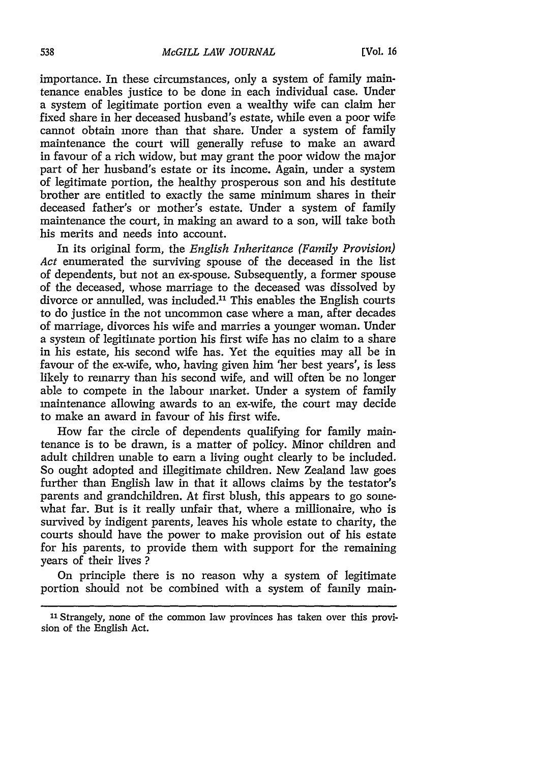importance. In these circumstances, only a system of family maintenance enables justice to be done in each individual case. Under a system of legitimate portion even a wealthy wife can claim her fixed share in her deceased husband's estate, while even a poor wife cannot obtain more than that share. Under a system of family maintenance the court will generally refuse to make an award in favour of a rich widow, but may grant the poor widow the major part of her husband's estate or its income. Again, under a system of legitimate portion, the healthy prosperous son and his destitute brother are entitled to exactly the same minimum shares in their deceased father's or mother's estate. Under a system of family maintenance the court, in making an award to a son, will take both his merits and needs into account.

In its original form, the *English Inheritance (Family Provision) Act* enumerated the surviving spouse of the deceased in the list of dependents, but not an ex-spouse. Subsequently, a former spouse of the deceased, whose marriage to the deceased was dissolved by divorce or annulled, was included.[11] This enables the English courts to do justice in the not uncommon case where a man, after decades of marriage, divorces his wife and marries a younger woman. Under a system of legitimate portion his first wife has no claim to a share in his estate, his second wife has. Yet the equities may all be in favour of the ex-wife, who, having given him 'her best years', is less likely to remarry than his second wife, and will often be no longer able to compete in the labour market. Under a system of family maintenance allowing awards to an ex-wife, the court may decide to make an award in favour of his first wife.

How far the circle of dependents qualifying for family maintenance is to be drawn, is a matter of policy. Minor children and adult children unable to earn a living ought clearly to be included. So ought adopted and illegitimate children. New Zealand law goes further than English law in that it allows claims by the testator's parents and grandchildren. At first blush, this appears to go somewhat far. But is it really unfair that, where a millionaire, who is survived by indigent parents, leaves his whole estate to charity, the courts should have the power to make provision out of his estate for his parents, to provide them with support for the remaining years of their lives ?

On principle there is no reason why a system of legitimate portion should not be combined with a system of family main-

---

[11] Strangely, none of the common law provinces has taken over this provision of the English Act.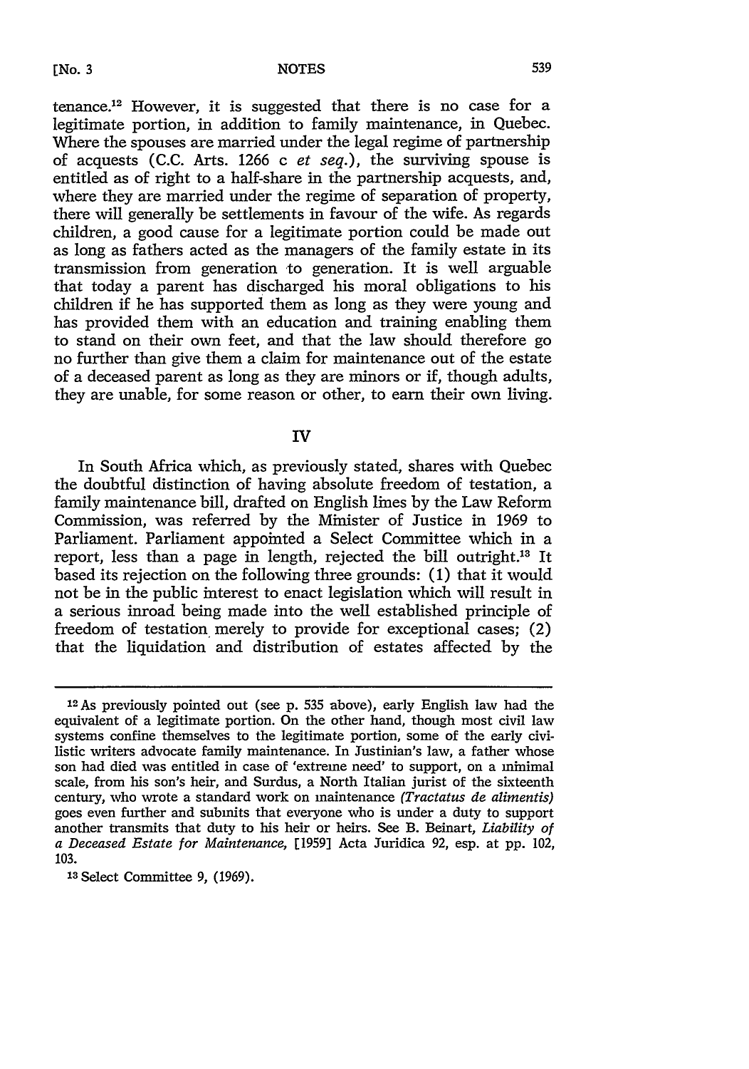tenance.[12] However, it is suggested that there is no case for a legitimate portion, in addition to family maintenance, in Quebec. Where the spouses are married under the legal regime of partnership of acquests (C.C. Arts. 1266 c *et seq.*), the surviving spouse is entitled as of right to a half-share in the partnership acquests, and, where they are married under the regime of separation of property, there will generally be settlements in favour of the wife. As regards children, a good cause for a legitimate portion could be made out as long as fathers acted as the managers of the family estate in its transmission from generation to generation. It is well arguable that today a parent has discharged his moral obligations to his children if he has supported them as long as they were young and has provided them with an education and training enabling them to stand on their own feet, and that the law should therefore go no further than give them a claim for maintenance out of the estate of a deceased parent as long as they are minors or if, though adults, they are unable, for some reason or other, to earn their own living.

## IV

In South Africa which, as previously stated, shares with Quebec the doubtful distinction of having absolute freedom of testation, a family maintenance bill, drafted on English lines by the Law Reform Commission, was referred by the Minister of Justice in 1969 to Parliament. Parliament appointed a Select Committee which in a report, less than a page in length, rejected the bill outright.[13] It based its rejection on the following three grounds: (1) that it would not be in the public interest to enact legislation which will result in a serious inroad being made into the well established principle of freedom of testation merely to provide for exceptional cases; (2) that the liquidation and distribution of estates affected by the

---

[12] As previously pointed out (see p. 535 above), early English law had the equivalent of a legitimate portion. On the other hand, though most civil law systems confine themselves to the legitimate portion, some of the early civilistic writers advocate family maintenance. In Justinian's law, a father whose son had died was entitled in case of 'extreme need' to support, on a minimal scale, from his son's heir, and Surdus, a North Italian jurist of the sixteenth century, who wrote a standard work on maintenance (*Tractatus de alimentis*) goes even further and submits that everyone who is under a duty to support another transmits that duty to his heir or heirs. See B. Beinart, *Liability of a Deceased Estate for Maintenance,* [1959] Acta Juridica 92, esp. at pp. 102, 103.

[13] Select Committee 9, (1969).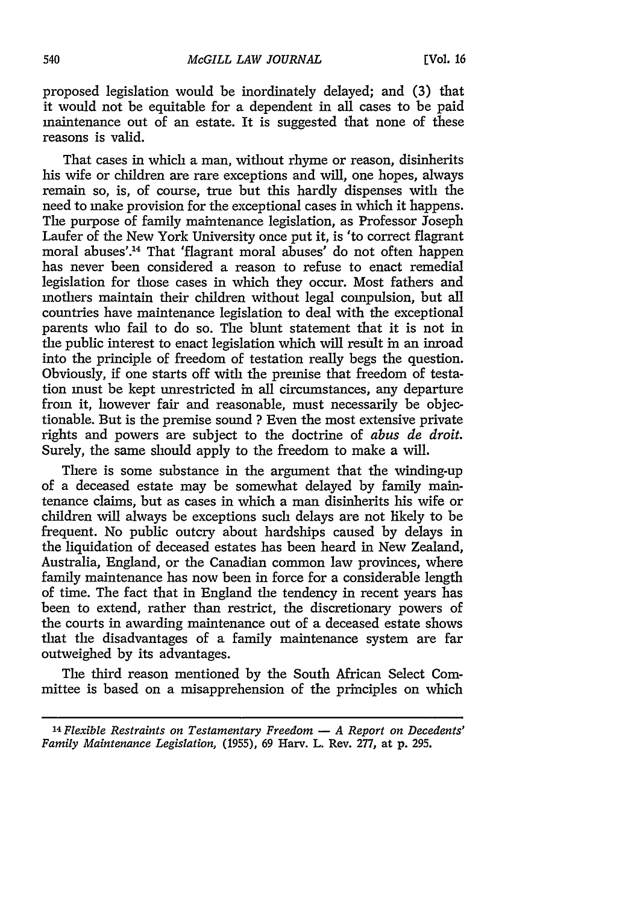proposed legislation would be inordinately delayed; and (3) that it would not be equitable for a dependent in all cases to be paid maintenance out of an estate. It is suggested that none of these reasons is valid.

That cases in which a man, without rhyme or reason, disinherits his wife or children are rare exceptions and will, one hopes, always remain so, is, of course, true but this hardly dispenses with the need to make provision for the exceptional cases in which it happens. The purpose of family maintenance legislation, as Professor Joseph Laufer of the New York University once put it, is 'to correct flagrant moral abuses'.[14] That 'flagrant moral abuses' do not often happen has never been considered a reason to refuse to enact remedial legislation for those cases in which they occur. Most fathers and mothers maintain their children without legal compulsion, but all countries have maintenance legislation to deal with the exceptional parents who fail to do so. The blunt statement that it is not in the public interest to enact legislation which will result in an inroad into the principle of freedom of testation really begs the question. Obviously, if one starts off with the premise that freedom of testation must be kept unrestricted in all circumstances, any departure from it, however fair and reasonable, must necessarily be objectionable. But is the premise sound ? Even the most extensive private rights and powers are subject to the doctrine of *abus de droit.* Surely, the same should apply to the freedom to make a will.

There is some substance in the argument that the winding-up of a deceased estate may be somewhat delayed by family maintenance claims, but as cases in which a man disinherits his wife or children will always be exceptions such delays are not likely to be frequent. No public outcry about hardships caused by delays in the liquidation of deceased estates has been heard in New Zealand, Australia, England, or the Canadian common law provinces, where family maintenance has now been in force for a considerable length of time. The fact that in England the tendency in recent years has been to extend, rather than restrict, the discretionary powers of the courts in awarding maintenance out of a deceased estate shows that the disadvantages of a family maintenance system are far outweighed by its advantages.

The third reason mentioned by the South African Select Committee is based on a misapprehension of the principles on which

---

[14] *Flexible Restraints on Testamentary Freedom — A Report on Decedents' Family Maintenance Legislation,* (1955), 69 Harv. L. Rev. 277, at p. 295.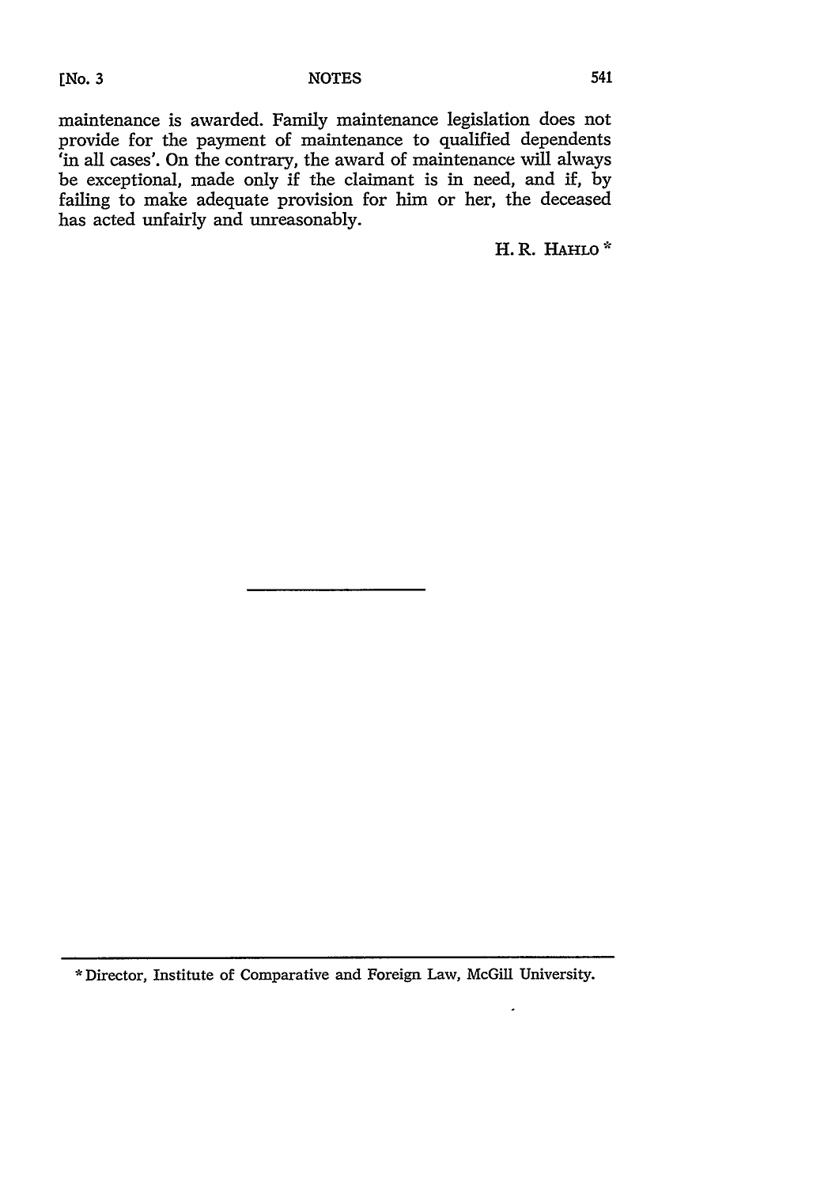maintenance is awarded. Family maintenance legislation does not provide for the payment of maintenance to qualified dependents 'in all cases'. On the contrary, the award of maintenance will always be exceptional, made only if the claimant is in need, and if, by failing to make adequate provision for him or her, the deceased has acted unfairly and unreasonably.

H. R. HAHLO *

---

* Director, Institute of Comparative and Foreign Law, McGill University.